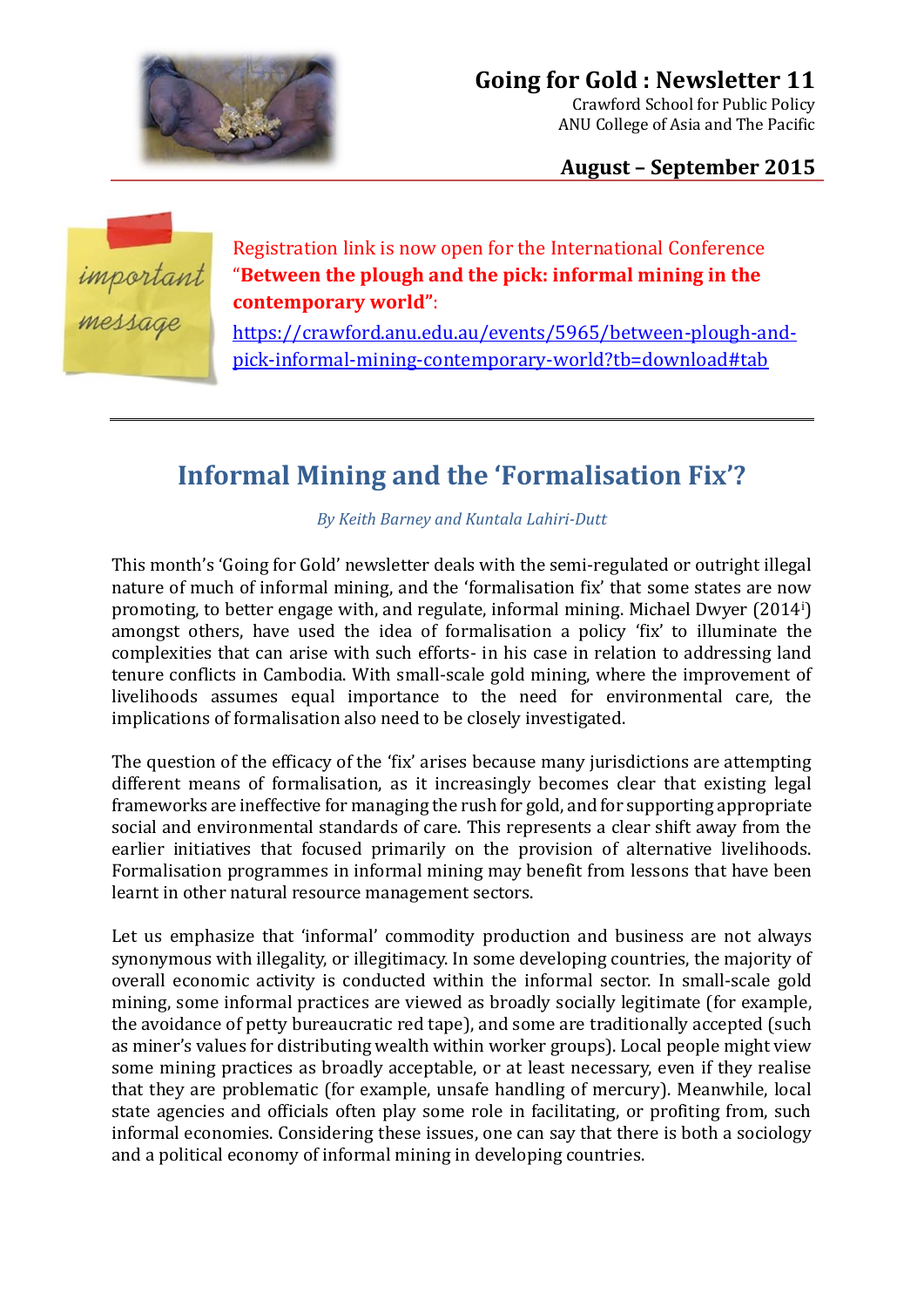# Going for Gold : Newsletter 11

Crawford School for Public Policy
ANU College of Asia and The Pacific

**August – September 2015**

important message

Registration link is now open for the International Conference "**Between the plough and the pick: informal mining in the contemporary world**":
https://crawford.anu.edu.au/events/5965/between-plough-and-pick-informal-mining-contemporary-world?tb=download#tab

---

## Informal Mining and the 'Formalisation Fix'?

*By Keith Barney and Kuntala Lahiri-Dutt*

This month's 'Going for Gold' newsletter deals with the semi-regulated or outright illegal nature of much of informal mining, and the 'formalisation fix' that some states are now promoting, to better engage with, and regulate, informal mining. Michael Dwyer (2014[i]) amongst others, have used the idea of formalisation a policy 'fix' to illuminate the complexities that can arise with such efforts- in his case in relation to addressing land tenure conflicts in Cambodia. With small-scale gold mining, where the improvement of livelihoods assumes equal importance to the need for environmental care, the implications of formalisation also need to be closely investigated.

The question of the efficacy of the 'fix' arises because many jurisdictions are attempting different means of formalisation, as it increasingly becomes clear that existing legal frameworks are ineffective for managing the rush for gold, and for supporting appropriate social and environmental standards of care. This represents a clear shift away from the earlier initiatives that focused primarily on the provision of alternative livelihoods. Formalisation programmes in informal mining may benefit from lessons that have been learnt in other natural resource management sectors.

Let us emphasize that 'informal' commodity production and business are not always synonymous with illegality, or illegitimacy. In some developing countries, the majority of overall economic activity is conducted within the informal sector. In small-scale gold mining, some informal practices are viewed as broadly socially legitimate (for example, the avoidance of petty bureaucratic red tape), and some are traditionally accepted (such as miner's values for distributing wealth within worker groups). Local people might view some mining practices as broadly acceptable, or at least necessary, even if they realise that they are problematic (for example, unsafe handling of mercury). Meanwhile, local state agencies and officials often play some role in facilitating, or profiting from, such informal economies. Considering these issues, one can say that there is both a sociology and a political economy of informal mining in developing countries.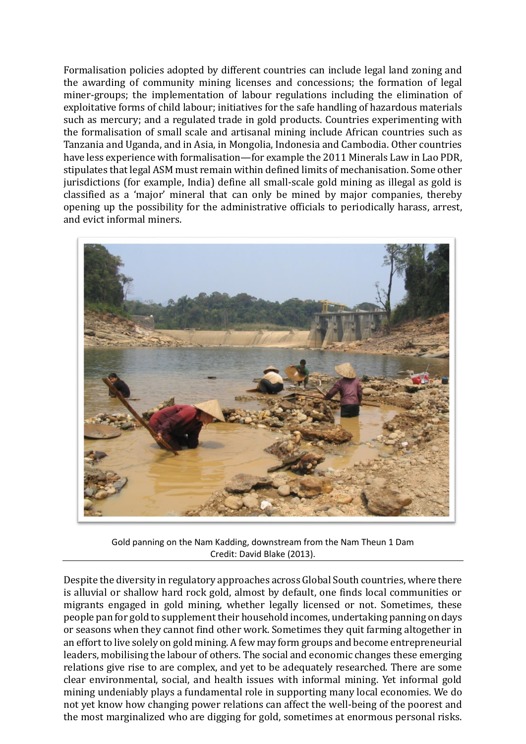Formalisation policies adopted by different countries can include legal land zoning and the awarding of community mining licenses and concessions; the formation of legal miner-groups; the implementation of labour regulations including the elimination of exploitative forms of child labour; initiatives for the safe handling of hazardous materials such as mercury; and a regulated trade in gold products. Countries experimenting with the formalisation of small scale and artisanal mining include African countries such as Tanzania and Uganda, and in Asia, in Mongolia, Indonesia and Cambodia. Other countries have less experience with formalisation—for example the 2011 Minerals Law in Lao PDR, stipulates that legal ASM must remain within defined limits of mechanisation. Some other jurisdictions (for example, India) define all small-scale gold mining as illegal as gold is classified as a 'major' mineral that can only be mined by major companies, thereby opening up the possibility for the administrative officials to periodically harass, arrest, and evict informal miners.

Gold panning on the Nam Kadding, downstream from the Nam Theun 1 Dam
Credit: David Blake (2013).

Despite the diversity in regulatory approaches across Global South countries, where there is alluvial or shallow hard rock gold, almost by default, one finds local communities or migrants engaged in gold mining, whether legally licensed or not. Sometimes, these people pan for gold to supplement their household incomes, undertaking panning on days or seasons when they cannot find other work. Sometimes they quit farming altogether in an effort to live solely on gold mining. A few may form groups and become entrepreneurial leaders, mobilising the labour of others. The social and economic changes these emerging relations give rise to are complex, and yet to be adequately researched. There are some clear environmental, social, and health issues with informal mining. Yet informal gold mining undeniably plays a fundamental role in supporting many local economies. We do not yet know how changing power relations can affect the well-being of the poorest and the most marginalized who are digging for gold, sometimes at enormous personal risks.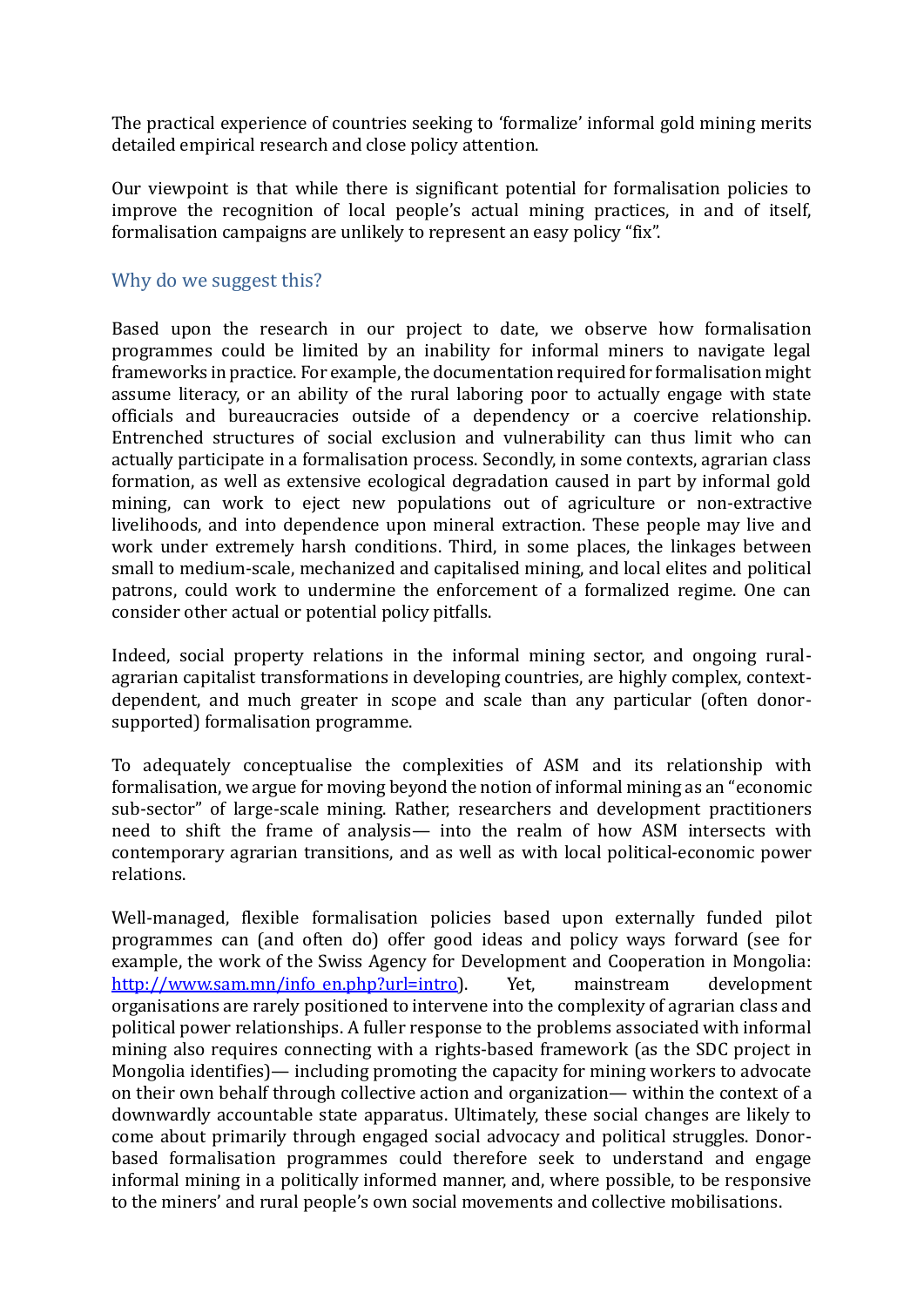The practical experience of countries seeking to 'formalize' informal gold mining merits detailed empirical research and close policy attention.

Our viewpoint is that while there is significant potential for formalisation policies to improve the recognition of local people's actual mining practices, in and of itself, formalisation campaigns are unlikely to represent an easy policy "fix".

## Why do we suggest this?

Based upon the research in our project to date, we observe how formalisation programmes could be limited by an inability for informal miners to navigate legal frameworks in practice. For example, the documentation required for formalisation might assume literacy, or an ability of the rural laboring poor to actually engage with state officials and bureaucracies outside of a dependency or a coercive relationship. Entrenched structures of social exclusion and vulnerability can thus limit who can actually participate in a formalisation process. Secondly, in some contexts, agrarian class formation, as well as extensive ecological degradation caused in part by informal gold mining, can work to eject new populations out of agriculture or non-extractive livelihoods, and into dependence upon mineral extraction. These people may live and work under extremely harsh conditions. Third, in some places, the linkages between small to medium-scale, mechanized and capitalised mining, and local elites and political patrons, could work to undermine the enforcement of a formalized regime. One can consider other actual or potential policy pitfalls.

Indeed, social property relations in the informal mining sector, and ongoing rural-agrarian capitalist transformations in developing countries, are highly complex, context-dependent, and much greater in scope and scale than any particular (often donor-supported) formalisation programme.

To adequately conceptualise the complexities of ASM and its relationship with formalisation, we argue for moving beyond the notion of informal mining as an "economic sub-sector" of large-scale mining. Rather, researchers and development practitioners need to shift the frame of analysis— into the realm of how ASM intersects with contemporary agrarian transitions, and as well as with local political-economic power relations.

Well-managed, flexible formalisation policies based upon externally funded pilot programmes can (and often do) offer good ideas and policy ways forward (see for example, the work of the Swiss Agency for Development and Cooperation in Mongolia: [http://www.sam.mn/info_en.php?url=intro](http://www.sam.mn/info_en.php?url=intro)). Yet, mainstream development organisations are rarely positioned to intervene into the complexity of agrarian class and political power relationships. A fuller response to the problems associated with informal mining also requires connecting with a rights-based framework (as the SDC project in Mongolia identifies)— including promoting the capacity for mining workers to advocate on their own behalf through collective action and organization— within the context of a downwardly accountable state apparatus. Ultimately, these social changes are likely to come about primarily through engaged social advocacy and political struggles. Donor-based formalisation programmes could therefore seek to understand and engage informal mining in a politically informed manner, and, where possible, to be responsive to the miners' and rural people's own social movements and collective mobilisations.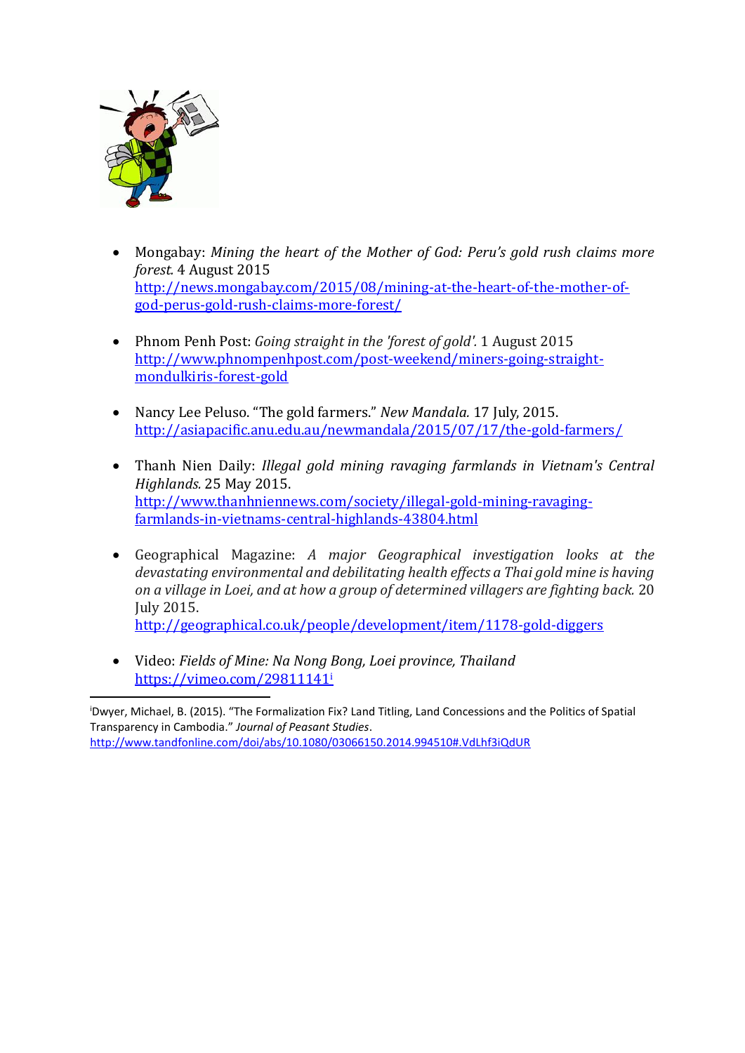- Mongabay: *Mining the heart of the Mother of God: Peru's gold rush claims more forest.* 4 August 2015
  http://news.mongabay.com/2015/08/mining-at-the-heart-of-the-mother-of-god-perus-gold-rush-claims-more-forest/

- Phnom Penh Post: *Going straight in the 'forest of gold'.* 1 August 2015
  http://www.phnompenhpost.com/post-weekend/miners-going-straight-mondulkiris-forest-gold

- Nancy Lee Peluso. "The gold farmers." *New Mandala.* 17 July, 2015.
  http://asiapacific.anu.edu.au/newmandala/2015/07/17/the-gold-farmers/

- Thanh Nien Daily: *Illegal gold mining ravaging farmlands in Vietnam's Central Highlands.* 25 May 2015.
  http://www.thanhniennews.com/society/illegal-gold-mining-ravaging-farmlands-in-vietnams-central-highlands-43804.html

- Geographical Magazine: *A major Geographical investigation looks at the devastating environmental and debilitating health effects a Thai gold mine is having on a village in Loei, and at how a group of determined villagers are fighting back.* 20 July 2015.
  http://geographical.co.uk/people/development/item/1178-gold-diggers

- Video: *Fields of Mine: Na Nong Bong, Loei province, Thailand*
  https://vimeo.com/29811141[i]

---

[i] Dwyer, Michael, B. (2015). "The Formalization Fix? Land Titling, Land Concessions and the Politics of Spatial Transparency in Cambodia." *Journal of Peasant Studies*.
http://www.tandfonline.com/doi/abs/10.1080/03066150.2014.994510#.VdLhf3iQdUR